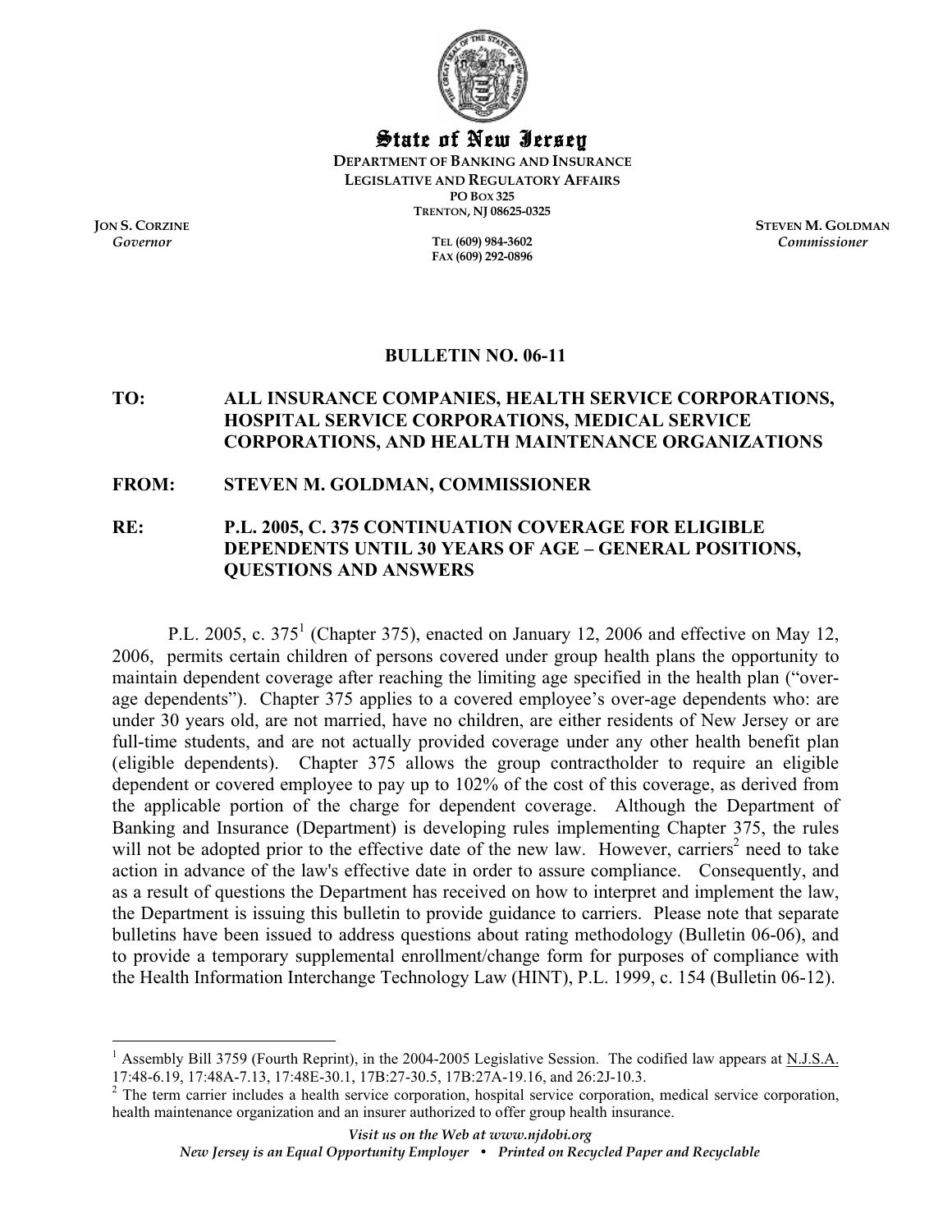# State of New Jersey

**DEPARTMENT OF BANKING AND INSURANCE**
**LEGISLATIVE AND REGULATORY AFFAIRS**
**PO BOX 325**
**TRENTON, NJ 08625-0325**

**JON S. CORZINE**
*Governor*

**TEL (609) 984-3602**
**FAX (609) 292-0896**

**STEVEN M. GOLDMAN**
*Commissioner*

## BULLETIN NO. 06-11

**TO:** **ALL INSURANCE COMPANIES, HEALTH SERVICE CORPORATIONS, HOSPITAL SERVICE CORPORATIONS, MEDICAL SERVICE CORPORATIONS, AND HEALTH MAINTENANCE ORGANIZATIONS**

**FROM:** **STEVEN M. GOLDMAN, COMMISSIONER**

**RE:** **P.L. 2005, C. 375 CONTINUATION COVERAGE FOR ELIGIBLE DEPENDENTS UNTIL 30 YEARS OF AGE – GENERAL POSITIONS, QUESTIONS AND ANSWERS**

P.L. 2005, c. 375[1] (Chapter 375), enacted on January 12, 2006 and effective on May 12, 2006, permits certain children of persons covered under group health plans the opportunity to maintain dependent coverage after reaching the limiting age specified in the health plan ("over-age dependents"). Chapter 375 applies to a covered employee's over-age dependents who: are under 30 years old, are not married, have no children, are either residents of New Jersey or are full-time students, and are not actually provided coverage under any other health benefit plan (eligible dependents). Chapter 375 allows the group contractholder to require an eligible dependent or covered employee to pay up to 102% of the cost of this coverage, as derived from the applicable portion of the charge for dependent coverage. Although the Department of Banking and Insurance (Department) is developing rules implementing Chapter 375, the rules will not be adopted prior to the effective date of the new law. However, carriers[2] need to take action in advance of the law's effective date in order to assure compliance. Consequently, and as a result of questions the Department has received on how to interpret and implement the law, the Department is issuing this bulletin to provide guidance to carriers. Please note that separate bulletins have been issued to address questions about rating methodology (Bulletin 06-06), and to provide a temporary supplemental enrollment/change form for purposes of compliance with the Health Information Interchange Technology Law (HINT), P.L. 1999, c. 154 (Bulletin 06-12).

---

[1] Assembly Bill 3759 (Fourth Reprint), in the 2004-2005 Legislative Session. The codified law appears at N.J.S.A. 17:48-6.19, 17:48A-7.13, 17:48E-30.1, 17B:27-30.5, 17B:27A-19.16, and 26:2J-10.3.

[2] The term carrier includes a health service corporation, hospital service corporation, medical service corporation, health maintenance organization and an insurer authorized to offer group health insurance.

*Visit us on the Web at www.njdobi.org*
*New Jersey is an Equal Opportunity Employer • Printed on Recycled Paper and Recyclable*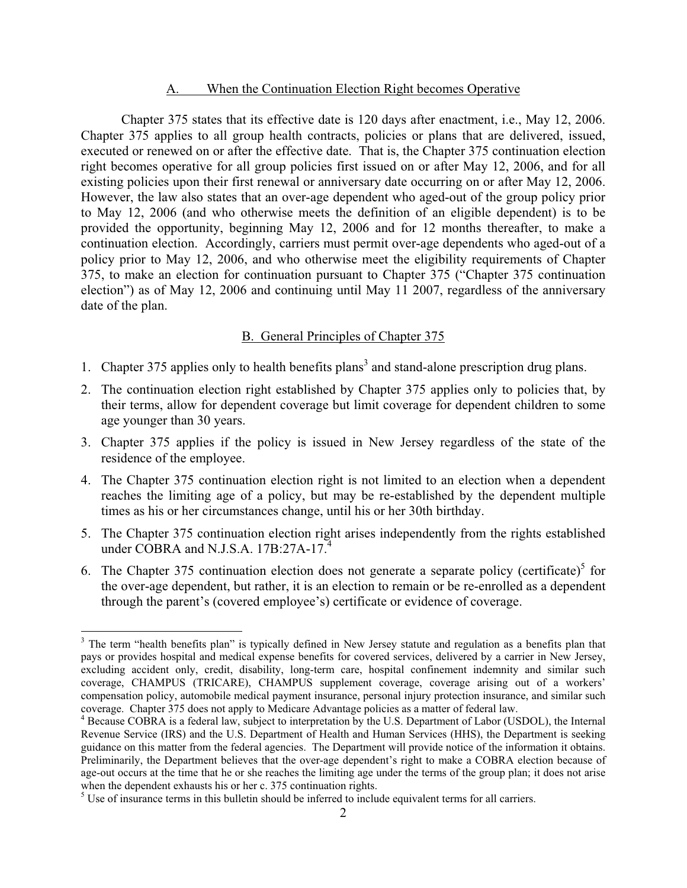## A. When the Continuation Election Right becomes Operative

Chapter 375 states that its effective date is 120 days after enactment, i.e., May 12, 2006. Chapter 375 applies to all group health contracts, policies or plans that are delivered, issued, executed or renewed on or after the effective date. That is, the Chapter 375 continuation election right becomes operative for all group policies first issued on or after May 12, 2006, and for all existing policies upon their first renewal or anniversary date occurring on or after May 12, 2006. However, the law also states that an over-age dependent who aged-out of the group policy prior to May 12, 2006 (and who otherwise meets the definition of an eligible dependent) is to be provided the opportunity, beginning May 12, 2006 and for 12 months thereafter, to make a continuation election. Accordingly, carriers must permit over-age dependents who aged-out of a policy prior to May 12, 2006, and who otherwise meet the eligibility requirements of Chapter 375, to make an election for continuation pursuant to Chapter 375 ("Chapter 375 continuation election") as of May 12, 2006 and continuing until May 11 2007, regardless of the anniversary date of the plan.

## B. General Principles of Chapter 375

1. Chapter 375 applies only to health benefits plans[3] and stand-alone prescription drug plans.
2. The continuation election right established by Chapter 375 applies only to policies that, by their terms, allow for dependent coverage but limit coverage for dependent children to some age younger than 30 years.
3. Chapter 375 applies if the policy is issued in New Jersey regardless of the state of the residence of the employee.
4. The Chapter 375 continuation election right is not limited to an election when a dependent reaches the limiting age of a policy, but may be re-established by the dependent multiple times as his or her circumstances change, until his or her 30th birthday.
5. The Chapter 375 continuation election right arises independently from the rights established under COBRA and N.J.S.A. 17B:27A-17.[4]
6. The Chapter 375 continuation election does not generate a separate policy (certificate)[5] for the over-age dependent, but rather, it is an election to remain or be re-enrolled as a dependent through the parent's (covered employee's) certificate or evidence of coverage.

---

[3] The term "health benefits plan" is typically defined in New Jersey statute and regulation as a benefits plan that pays or provides hospital and medical expense benefits for covered services, delivered by a carrier in New Jersey, excluding accident only, credit, disability, long-term care, hospital confinement indemnity and similar such coverage, CHAMPUS (TRICARE), CHAMPUS supplement coverage, coverage arising out of a workers' compensation policy, automobile medical payment insurance, personal injury protection insurance, and similar such coverage. Chapter 375 does not apply to Medicare Advantage policies as a matter of federal law.

[4] Because COBRA is a federal law, subject to interpretation by the U.S. Department of Labor (USDOL), the Internal Revenue Service (IRS) and the U.S. Department of Health and Human Services (HHS), the Department is seeking guidance on this matter from the federal agencies. The Department will provide notice of the information it obtains. Preliminarily, the Department believes that the over-age dependent's right to make a COBRA election because of age-out occurs at the time that he or she reaches the limiting age under the terms of the group plan; it does not arise when the dependent exhausts his or her c. 375 continuation rights.

[5] Use of insurance terms in this bulletin should be inferred to include equivalent terms for all carriers.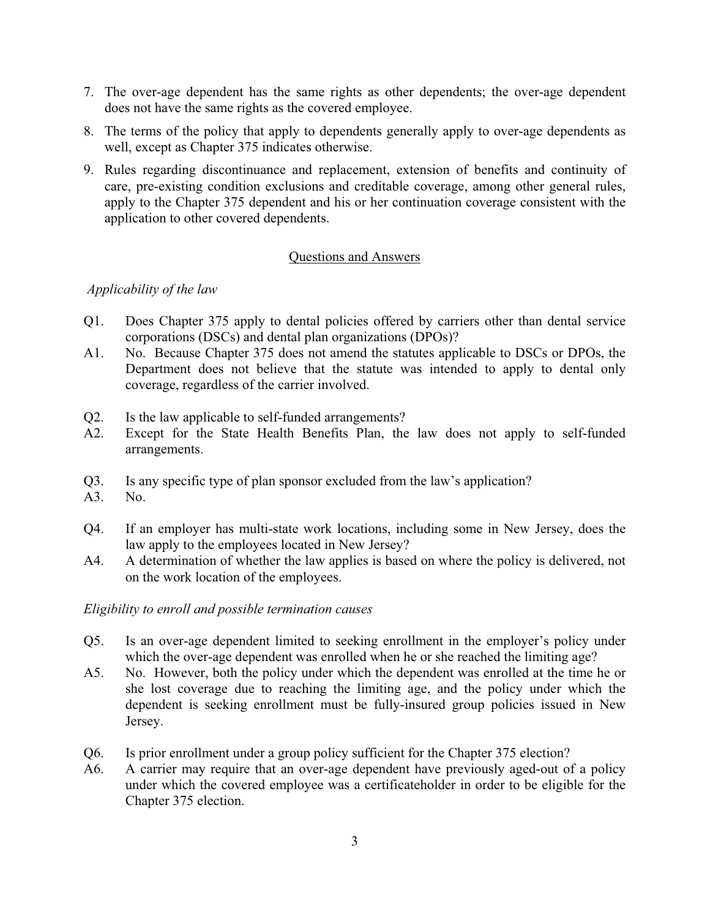7. The over-age dependent has the same rights as other dependents; the over-age dependent does not have the same rights as the covered employee.
8. The terms of the policy that apply to dependents generally apply to over-age dependents as well, except as Chapter 375 indicates otherwise.
9. Rules regarding discontinuance and replacement, extension of benefits and continuity of care, pre-existing condition exclusions and creditable coverage, among other general rules, apply to the Chapter 375 dependent and his or her continuation coverage consistent with the application to other covered dependents.

## Questions and Answers

*Applicability of the law*

Q1. Does Chapter 375 apply to dental policies offered by carriers other than dental service corporations (DSCs) and dental plan organizations (DPOs)?

A1. No. Because Chapter 375 does not amend the statutes applicable to DSCs or DPOs, the Department does not believe that the statute was intended to apply to dental only coverage, regardless of the carrier involved.

Q2. Is the law applicable to self-funded arrangements?

A2. Except for the State Health Benefits Plan, the law does not apply to self-funded arrangements.

Q3. Is any specific type of plan sponsor excluded from the law's application?

A3. No.

Q4. If an employer has multi-state work locations, including some in New Jersey, does the law apply to the employees located in New Jersey?

A4. A determination of whether the law applies is based on where the policy is delivered, not on the work location of the employees.

*Eligibility to enroll and possible termination causes*

Q5. Is an over-age dependent limited to seeking enrollment in the employer's policy under which the over-age dependent was enrolled when he or she reached the limiting age?

A5. No. However, both the policy under which the dependent was enrolled at the time he or she lost coverage due to reaching the limiting age, and the policy under which the dependent is seeking enrollment must be fully-insured group policies issued in New Jersey.

Q6. Is prior enrollment under a group policy sufficient for the Chapter 375 election?

A6. A carrier may require that an over-age dependent have previously aged-out of a policy under which the covered employee was a certificateholder in order to be eligible for the Chapter 375 election.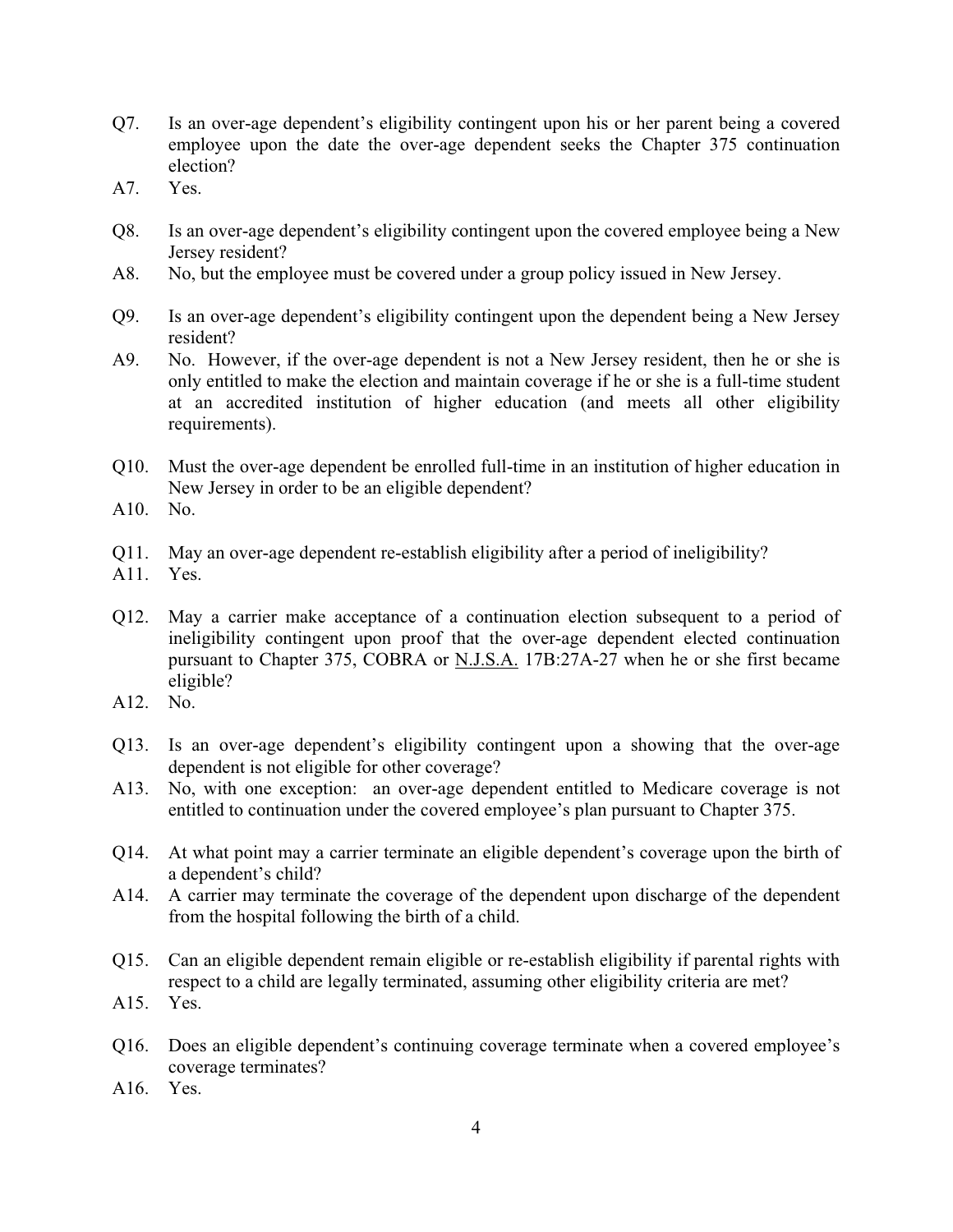Q7. Is an over-age dependent's eligibility contingent upon his or her parent being a covered employee upon the date the over-age dependent seeks the Chapter 375 continuation election?

A7. Yes.

Q8. Is an over-age dependent's eligibility contingent upon the covered employee being a New Jersey resident?

A8. No, but the employee must be covered under a group policy issued in New Jersey.

Q9. Is an over-age dependent's eligibility contingent upon the dependent being a New Jersey resident?

A9. No. However, if the over-age dependent is not a New Jersey resident, then he or she is only entitled to make the election and maintain coverage if he or she is a full-time student at an accredited institution of higher education (and meets all other eligibility requirements).

Q10. Must the over-age dependent be enrolled full-time in an institution of higher education in New Jersey in order to be an eligible dependent?

A10. No.

Q11. May an over-age dependent re-establish eligibility after a period of ineligibility?

A11. Yes.

Q12. May a carrier make acceptance of a continuation election subsequent to a period of ineligibility contingent upon proof that the over-age dependent elected continuation pursuant to Chapter 375, COBRA or N.J.S.A. 17B:27A-27 when he or she first became eligible?

A12. No.

Q13. Is an over-age dependent's eligibility contingent upon a showing that the over-age dependent is not eligible for other coverage?

A13. No, with one exception: an over-age dependent entitled to Medicare coverage is not entitled to continuation under the covered employee's plan pursuant to Chapter 375.

Q14. At what point may a carrier terminate an eligible dependent's coverage upon the birth of a dependent's child?

A14. A carrier may terminate the coverage of the dependent upon discharge of the dependent from the hospital following the birth of a child.

Q15. Can an eligible dependent remain eligible or re-establish eligibility if parental rights with respect to a child are legally terminated, assuming other eligibility criteria are met?

A15. Yes.

Q16. Does an eligible dependent's continuing coverage terminate when a covered employee's coverage terminates?

A16. Yes.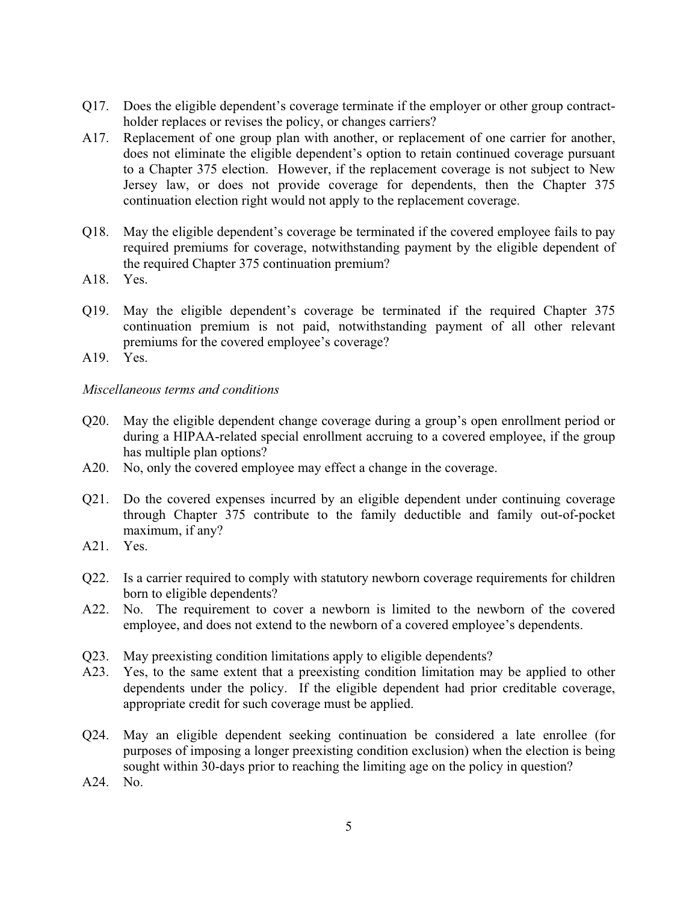Q17. Does the eligible dependent's coverage terminate if the employer or other group contract-holder replaces or revises the policy, or changes carriers?

A17. Replacement of one group plan with another, or replacement of one carrier for another, does not eliminate the eligible dependent's option to retain continued coverage pursuant to a Chapter 375 election. However, if the replacement coverage is not subject to New Jersey law, or does not provide coverage for dependents, then the Chapter 375 continuation election right would not apply to the replacement coverage.

Q18. May the eligible dependent's coverage be terminated if the covered employee fails to pay required premiums for coverage, notwithstanding payment by the eligible dependent of the required Chapter 375 continuation premium?

A18. Yes.

Q19. May the eligible dependent's coverage be terminated if the required Chapter 375 continuation premium is not paid, notwithstanding payment of all other relevant premiums for the covered employee's coverage?

A19. Yes.

*Miscellaneous terms and conditions*

Q20. May the eligible dependent change coverage during a group's open enrollment period or during a HIPAA-related special enrollment accruing to a covered employee, if the group has multiple plan options?

A20. No, only the covered employee may effect a change in the coverage.

Q21. Do the covered expenses incurred by an eligible dependent under continuing coverage through Chapter 375 contribute to the family deductible and family out-of-pocket maximum, if any?

A21. Yes.

Q22. Is a carrier required to comply with statutory newborn coverage requirements for children born to eligible dependents?

A22. No. The requirement to cover a newborn is limited to the newborn of the covered employee, and does not extend to the newborn of a covered employee's dependents.

Q23. May preexisting condition limitations apply to eligible dependents?

A23. Yes, to the same extent that a preexisting condition limitation may be applied to other dependents under the policy. If the eligible dependent had prior creditable coverage, appropriate credit for such coverage must be applied.

Q24. May an eligible dependent seeking continuation be considered a late enrollee (for purposes of imposing a longer preexisting condition exclusion) when the election is being sought within 30-days prior to reaching the limiting age on the policy in question?

A24. No.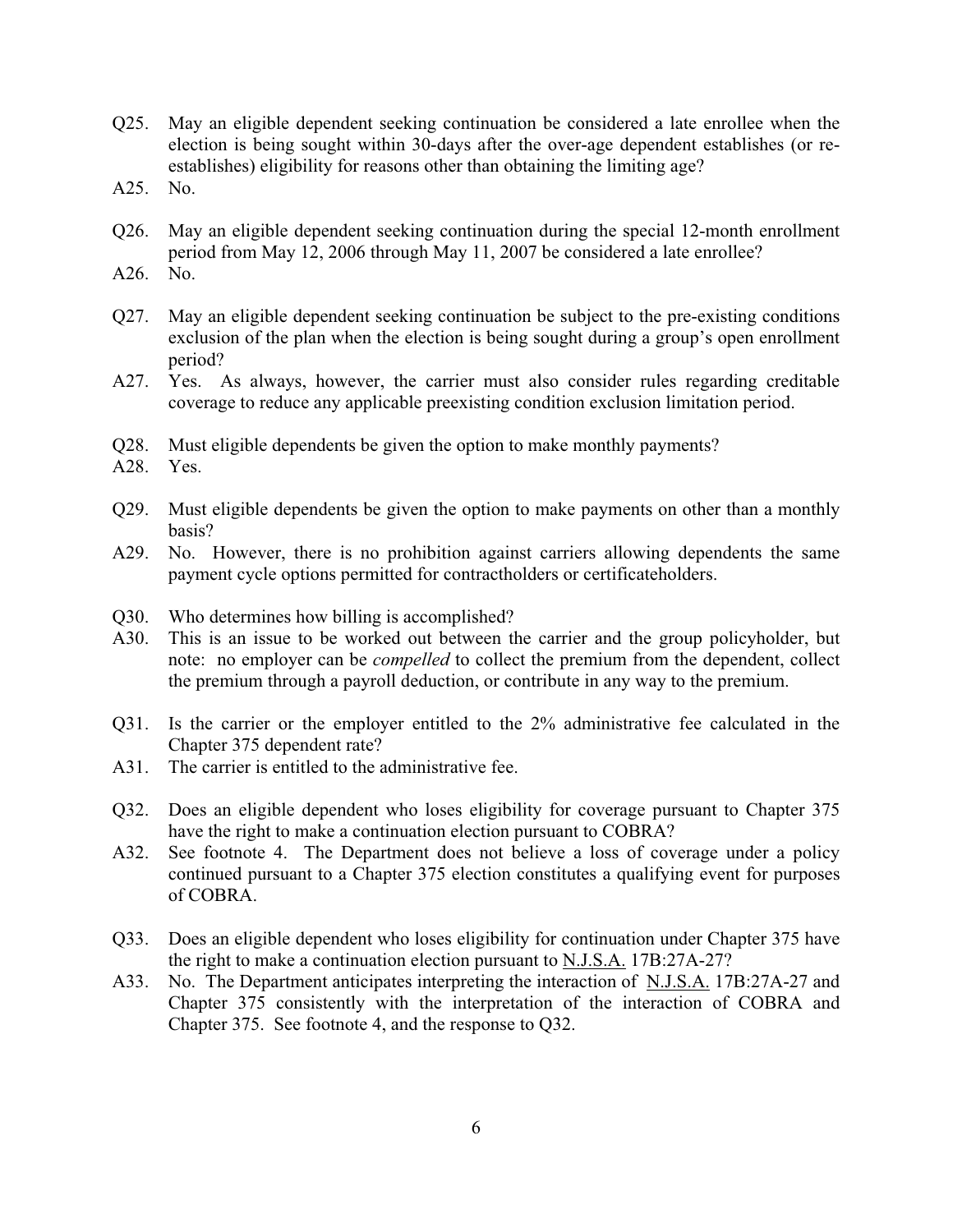Q25. May an eligible dependent seeking continuation be considered a late enrollee when the election is being sought within 30-days after the over-age dependent establishes (or re-establishes) eligibility for reasons other than obtaining the limiting age?

A25. No.

Q26. May an eligible dependent seeking continuation during the special 12-month enrollment period from May 12, 2006 through May 11, 2007 be considered a late enrollee?

A26. No.

Q27. May an eligible dependent seeking continuation be subject to the pre-existing conditions exclusion of the plan when the election is being sought during a group's open enrollment period?

A27. Yes. As always, however, the carrier must also consider rules regarding creditable coverage to reduce any applicable preexisting condition exclusion limitation period.

Q28. Must eligible dependents be given the option to make monthly payments?

A28. Yes.

Q29. Must eligible dependents be given the option to make payments on other than a monthly basis?

A29. No. However, there is no prohibition against carriers allowing dependents the same payment cycle options permitted for contractholders or certificateholders.

Q30. Who determines how billing is accomplished?

A30. This is an issue to be worked out between the carrier and the group policyholder, but note: no employer can be *compelled* to collect the premium from the dependent, collect the premium through a payroll deduction, or contribute in any way to the premium.

Q31. Is the carrier or the employer entitled to the 2% administrative fee calculated in the Chapter 375 dependent rate?

A31. The carrier is entitled to the administrative fee.

Q32. Does an eligible dependent who loses eligibility for coverage pursuant to Chapter 375 have the right to make a continuation election pursuant to COBRA?

A32. See footnote 4. The Department does not believe a loss of coverage under a policy continued pursuant to a Chapter 375 election constitutes a qualifying event for purposes of COBRA.

Q33. Does an eligible dependent who loses eligibility for continuation under Chapter 375 have the right to make a continuation election pursuant to N.J.S.A. 17B:27A-27?

A33. No. The Department anticipates interpreting the interaction of N.J.S.A. 17B:27A-27 and Chapter 375 consistently with the interpretation of the interaction of COBRA and Chapter 375. See footnote 4, and the response to Q32.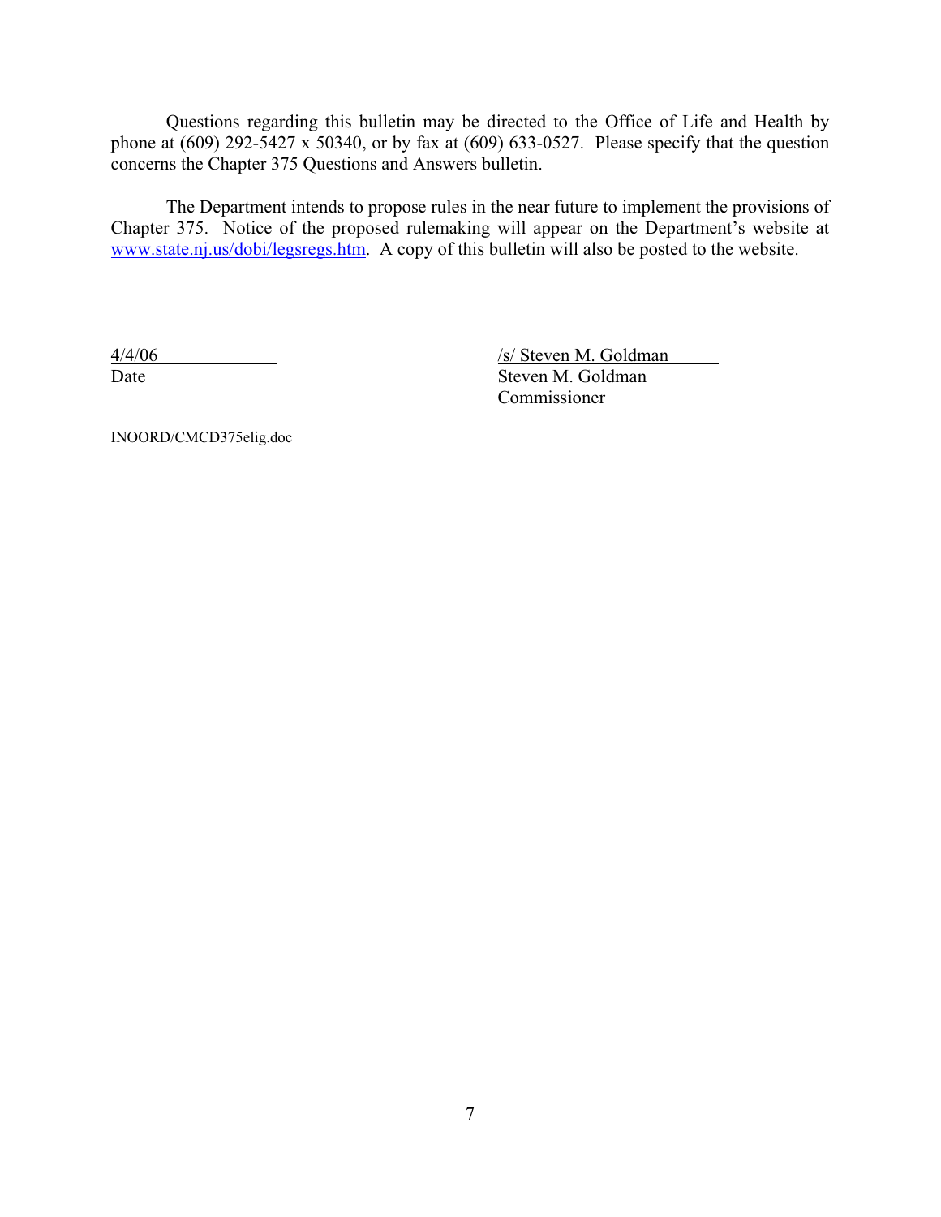Questions regarding this bulletin may be directed to the Office of Life and Health by phone at (609) 292-5427 x 50340, or by fax at (609) 633-0527. Please specify that the question concerns the Chapter 375 Questions and Answers bulletin.

The Department intends to propose rules in the near future to implement the provisions of Chapter 375. Notice of the proposed rulemaking will appear on the Department's website at [www.state.nj.us/dobi/legsregs.htm](http://www.state.nj.us/dobi/legsregs.htm). A copy of this bulletin will also be posted to the website.

| | |
|---|---|
| 4/4/06 | /s/ Steven M. Goldman |
| Date | Steven M. Goldman<br>Commissioner |

INOORD/CMCD375elig.doc